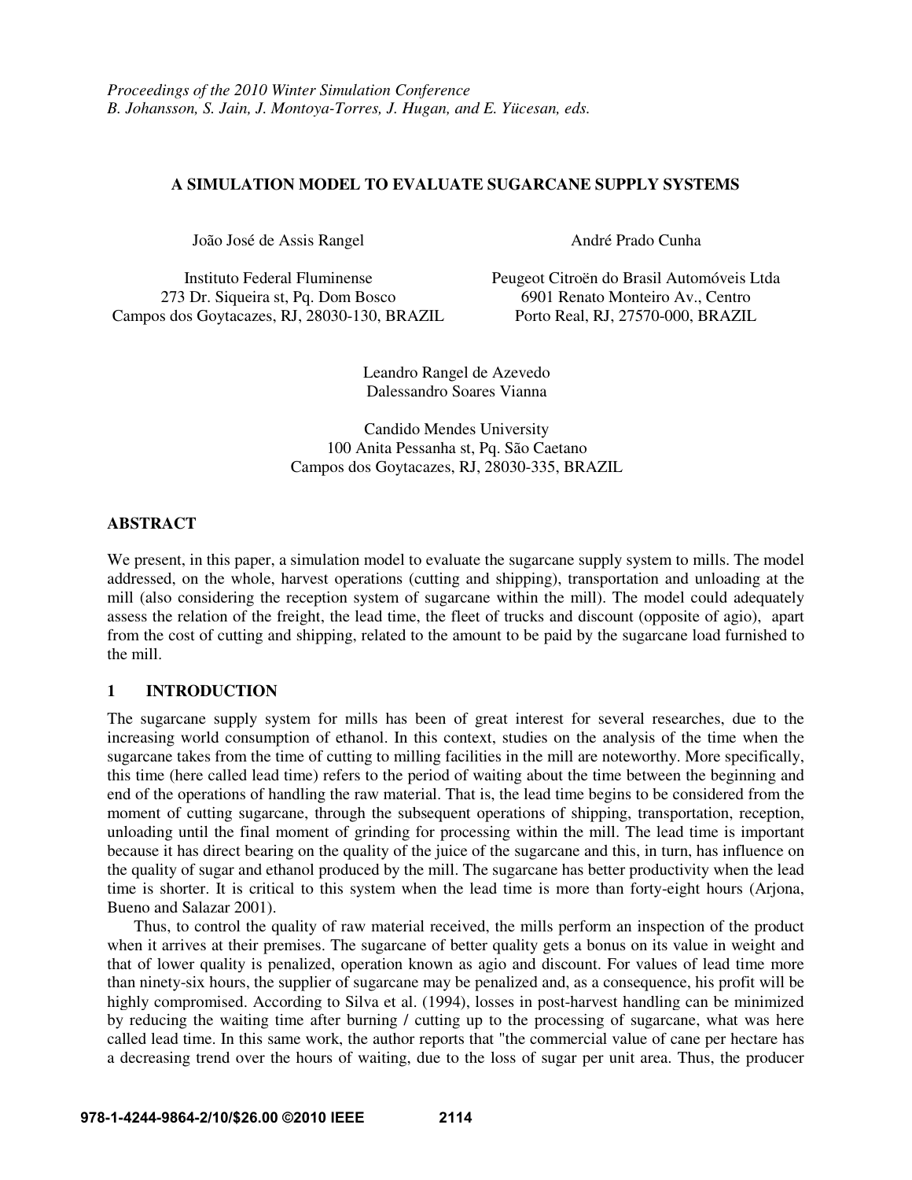*Proceedings of the 2010 Winter Simulation Conference*
*B. Johansson, S. Jain, J. Montoya-Torres, J. Hugan, and E. Yücesan, eds.*

# A SIMULATION MODEL TO EVALUATE SUGARCANE SUPPLY SYSTEMS

João José de Assis Rangel
Instituto Federal Fluminense
273 Dr. Siqueira st, Pq. Dom Bosco
Campos dos Goytacazes, RJ, 28030-130, BRAZIL

André Prado Cunha
Peugeot Citroën do Brasil Automóveis Ltda
6901 Renato Monteiro Av., Centro
Porto Real, RJ, 27570-000, BRAZIL

Leandro Rangel de Azevedo
Dalessandro Soares Vianna
Candido Mendes University
100 Anita Pessanha st, Pq. São Caetano
Campos dos Goytacazes, RJ, 28030-335, BRAZIL

## ABSTRACT

We present, in this paper, a simulation model to evaluate the sugarcane supply system to mills. The model addressed, on the whole, harvest operations (cutting and shipping), transportation and unloading at the mill (also considering the reception system of sugarcane within the mill). The model could adequately assess the relation of the freight, the lead time, the fleet of trucks and discount (opposite of agio), apart from the cost of cutting and shipping, related to the amount to be paid by the sugarcane load furnished to the mill.

## 1 INTRODUCTION

The sugarcane supply system for mills has been of great interest for several researches, due to the increasing world consumption of ethanol. In this context, studies on the analysis of the time when the sugarcane takes from the time of cutting to milling facilities in the mill are noteworthy. More specifically, this time (here called lead time) refers to the period of waiting about the time between the beginning and end of the operations of handling the raw material. That is, the lead time begins to be considered from the moment of cutting sugarcane, through the subsequent operations of shipping, transportation, reception, unloading until the final moment of grinding for processing within the mill. The lead time is important because it has direct bearing on the quality of the juice of the sugarcane and this, in turn, has influence on the quality of sugar and ethanol produced by the mill. The sugarcane has better productivity when the lead time is shorter. It is critical to this system when the lead time is more than forty-eight hours (Arjona, Bueno and Salazar 2001).

Thus, to control the quality of raw material received, the mills perform an inspection of the product when it arrives at their premises. The sugarcane of better quality gets a bonus on its value in weight and that of lower quality is penalized, operation known as agio and discount. For values of lead time more than ninety-six hours, the supplier of sugarcane may be penalized and, as a consequence, his profit will be highly compromised. According to Silva et al. (1994), losses in post-harvest handling can be minimized by reducing the waiting time after burning / cutting up to the processing of sugarcane, what was here called lead time. In this same work, the author reports that "the commercial value of cane per hectare has a decreasing trend over the hours of waiting, due to the loss of sugar per unit area. Thus, the producer

978-1-4244-9864-2/10/$26.00 ©2010 IEEE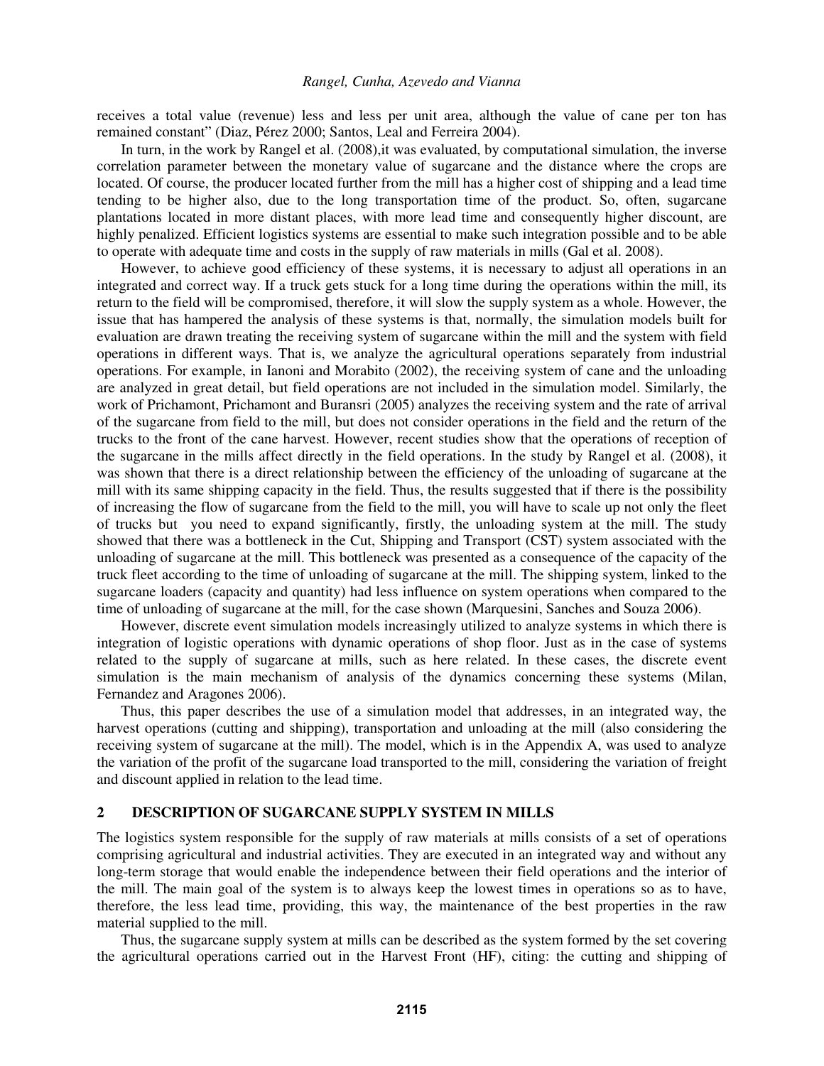receives a total value (revenue) less and less per unit area, although the value of cane per ton has remained constant" (Diaz, Pérez 2000; Santos, Leal and Ferreira 2004).

In turn, in the work by Rangel et al. (2008),it was evaluated, by computational simulation, the inverse correlation parameter between the monetary value of sugarcane and the distance where the crops are located. Of course, the producer located further from the mill has a higher cost of shipping and a lead time tending to be higher also, due to the long transportation time of the product. So, often, sugarcane plantations located in more distant places, with more lead time and consequently higher discount, are highly penalized. Efficient logistics systems are essential to make such integration possible and to be able to operate with adequate time and costs in the supply of raw materials in mills (Gal et al. 2008).

However, to achieve good efficiency of these systems, it is necessary to adjust all operations in an integrated and correct way. If a truck gets stuck for a long time during the operations within the mill, its return to the field will be compromised, therefore, it will slow the supply system as a whole. However, the issue that has hampered the analysis of these systems is that, normally, the simulation models built for evaluation are drawn treating the receiving system of sugarcane within the mill and the system with field operations in different ways. That is, we analyze the agricultural operations separately from industrial operations. For example, in Ianoni and Morabito (2002), the receiving system of cane and the unloading are analyzed in great detail, but field operations are not included in the simulation model. Similarly, the work of Prichamont, Prichamont and Buransri (2005) analyzes the receiving system and the rate of arrival of the sugarcane from field to the mill, but does not consider operations in the field and the return of the trucks to the front of the cane harvest. However, recent studies show that the operations of reception of the sugarcane in the mills affect directly in the field operations. In the study by Rangel et al. (2008), it was shown that there is a direct relationship between the efficiency of the unloading of sugarcane at the mill with its same shipping capacity in the field. Thus, the results suggested that if there is the possibility of increasing the flow of sugarcane from the field to the mill, you will have to scale up not only the fleet of trucks but you need to expand significantly, firstly, the unloading system at the mill. The study showed that there was a bottleneck in the Cut, Shipping and Transport (CST) system associated with the unloading of sugarcane at the mill. This bottleneck was presented as a consequence of the capacity of the truck fleet according to the time of unloading of sugarcane at the mill. The shipping system, linked to the sugarcane loaders (capacity and quantity) had less influence on system operations when compared to the time of unloading of sugarcane at the mill, for the case shown (Marquesini, Sanches and Souza 2006).

However, discrete event simulation models increasingly utilized to analyze systems in which there is integration of logistic operations with dynamic operations of shop floor. Just as in the case of systems related to the supply of sugarcane at mills, such as here related. In these cases, the discrete event simulation is the main mechanism of analysis of the dynamics concerning these systems (Milan, Fernandez and Aragones 2006).

Thus, this paper describes the use of a simulation model that addresses, in an integrated way, the harvest operations (cutting and shipping), transportation and unloading at the mill (also considering the receiving system of sugarcane at the mill). The model, which is in the Appendix A, was used to analyze the variation of the profit of the sugarcane load transported to the mill, considering the variation of freight and discount applied in relation to the lead time.

## 2 DESCRIPTION OF SUGARCANE SUPPLY SYSTEM IN MILLS

The logistics system responsible for the supply of raw materials at mills consists of a set of operations comprising agricultural and industrial activities. They are executed in an integrated way and without any long-term storage that would enable the independence between their field operations and the interior of the mill. The main goal of the system is to always keep the lowest times in operations so as to have, therefore, the less lead time, providing, this way, the maintenance of the best properties in the raw material supplied to the mill.

Thus, the sugarcane supply system at mills can be described as the system formed by the set covering the agricultural operations carried out in the Harvest Front (HF), citing: the cutting and shipping of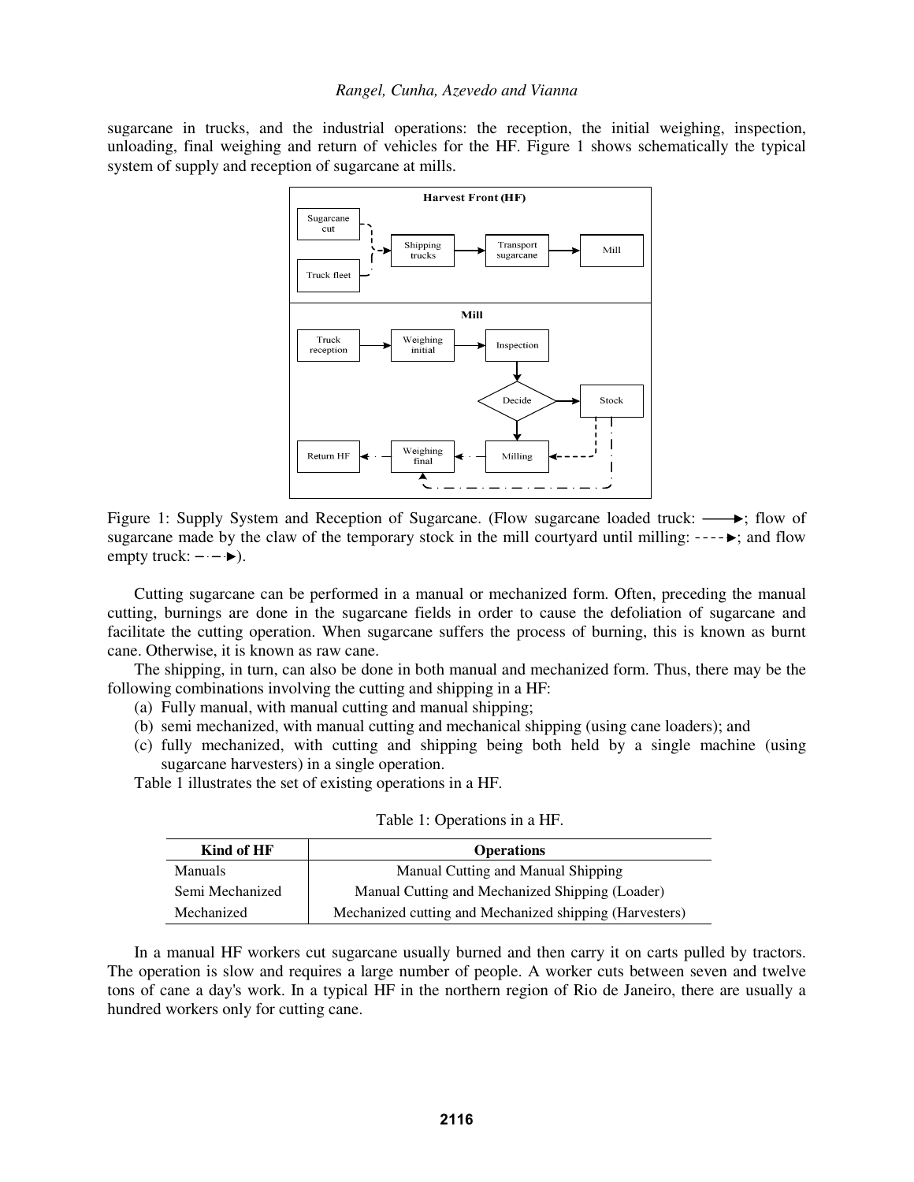sugarcane in trucks, and the industrial operations: the reception, the initial weighing, inspection, unloading, final weighing and return of vehicles for the HF. Figure 1 shows schematically the typical system of supply and reception of sugarcane at mills.

Figure 1: Supply System and Reception of Sugarcane. (Flow sugarcane loaded truck: ⟶; flow of sugarcane made by the claw of the temporary stock in the mill courtyard until milling: - - - -►; and flow empty truck: – · – ·►).

Cutting sugarcane can be performed in a manual or mechanized form. Often, preceding the manual cutting, burnings are done in the sugarcane fields in order to cause the defoliation of sugarcane and facilitate the cutting operation. When sugarcane suffers the process of burning, this is known as burnt cane. Otherwise, it is known as raw cane.

The shipping, in turn, can also be done in both manual and mechanized form. Thus, there may be the following combinations involving the cutting and shipping in a HF:

(a) Fully manual, with manual cutting and manual shipping;
(b) semi mechanized, with manual cutting and mechanical shipping (using cane loaders); and
(c) fully mechanized, with cutting and shipping being both held by a single machine (using sugarcane harvesters) in a single operation.

Table 1 illustrates the set of existing operations in a HF.

Table 1: Operations in a HF.

| Kind of HF | Operations |
|---|---|
| Manuals | Manual Cutting and Manual Shipping |
| Semi Mechanized | Manual Cutting and Mechanized Shipping (Loader) |
| Mechanized | Mechanized cutting and Mechanized shipping (Harvesters) |

In a manual HF workers cut sugarcane usually burned and then carry it on carts pulled by tractors. The operation is slow and requires a large number of people. A worker cuts between seven and twelve tons of cane a day's work. In a typical HF in the northern region of Rio de Janeiro, there are usually a hundred workers only for cutting cane.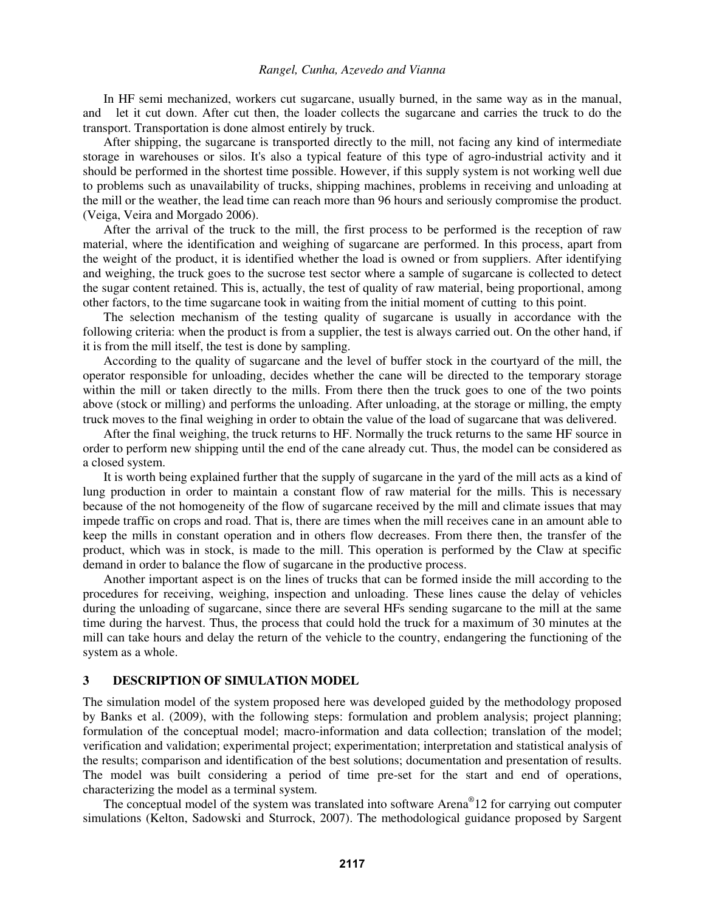In HF semi mechanized, workers cut sugarcane, usually burned, in the same way as in the manual, and let it cut down. After cut then, the loader collects the sugarcane and carries the truck to do the transport. Transportation is done almost entirely by truck.

After shipping, the sugarcane is transported directly to the mill, not facing any kind of intermediate storage in warehouses or silos. It's also a typical feature of this type of agro-industrial activity and it should be performed in the shortest time possible. However, if this supply system is not working well due to problems such as unavailability of trucks, shipping machines, problems in receiving and unloading at the mill or the weather, the lead time can reach more than 96 hours and seriously compromise the product. (Veiga, Veira and Morgado 2006).

After the arrival of the truck to the mill, the first process to be performed is the reception of raw material, where the identification and weighing of sugarcane are performed. In this process, apart from the weight of the product, it is identified whether the load is owned or from suppliers. After identifying and weighing, the truck goes to the sucrose test sector where a sample of sugarcane is collected to detect the sugar content retained. This is, actually, the test of quality of raw material, being proportional, among other factors, to the time sugarcane took in waiting from the initial moment of cutting to this point.

The selection mechanism of the testing quality of sugarcane is usually in accordance with the following criteria: when the product is from a supplier, the test is always carried out. On the other hand, if it is from the mill itself, the test is done by sampling.

According to the quality of sugarcane and the level of buffer stock in the courtyard of the mill, the operator responsible for unloading, decides whether the cane will be directed to the temporary storage within the mill or taken directly to the mills. From there then the truck goes to one of the two points above (stock or milling) and performs the unloading. After unloading, at the storage or milling, the empty truck moves to the final weighing in order to obtain the value of the load of sugarcane that was delivered.

After the final weighing, the truck returns to HF. Normally the truck returns to the same HF source in order to perform new shipping until the end of the cane already cut. Thus, the model can be considered as a closed system.

It is worth being explained further that the supply of sugarcane in the yard of the mill acts as a kind of lung production in order to maintain a constant flow of raw material for the mills. This is necessary because of the not homogeneity of the flow of sugarcane received by the mill and climate issues that may impede traffic on crops and road. That is, there are times when the mill receives cane in an amount able to keep the mills in constant operation and in others flow decreases. From there then, the transfer of the product, which was in stock, is made to the mill. This operation is performed by the Claw at specific demand in order to balance the flow of sugarcane in the productive process.

Another important aspect is on the lines of trucks that can be formed inside the mill according to the procedures for receiving, weighing, inspection and unloading. These lines cause the delay of vehicles during the unloading of sugarcane, since there are several HFs sending sugarcane to the mill at the same time during the harvest. Thus, the process that could hold the truck for a maximum of 30 minutes at the mill can take hours and delay the return of the vehicle to the country, endangering the functioning of the system as a whole.

## 3 DESCRIPTION OF SIMULATION MODEL

The simulation model of the system proposed here was developed guided by the methodology proposed by Banks et al. (2009), with the following steps: formulation and problem analysis; project planning; formulation of the conceptual model; macro-information and data collection; translation of the model; verification and validation; experimental project; experimentation; interpretation and statistical analysis of the results; comparison and identification of the best solutions; documentation and presentation of results. The model was built considering a period of time pre-set for the start and end of operations, characterizing the model as a terminal system.

The conceptual model of the system was translated into software Arena®12 for carrying out computer simulations (Kelton, Sadowski and Sturrock, 2007). The methodological guidance proposed by Sargent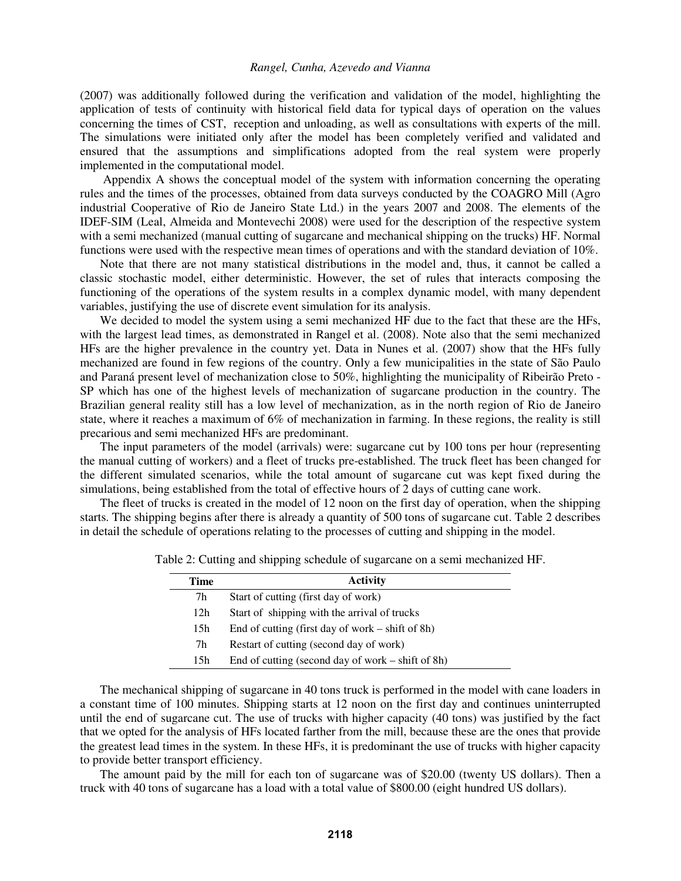(2007) was additionally followed during the verification and validation of the model, highlighting the application of tests of continuity with historical field data for typical days of operation on the values concerning the times of CST, reception and unloading, as well as consultations with experts of the mill. The simulations were initiated only after the model has been completely verified and validated and ensured that the assumptions and simplifications adopted from the real system were properly implemented in the computational model.

Appendix A shows the conceptual model of the system with information concerning the operating rules and the times of the processes, obtained from data surveys conducted by the COAGRO Mill (Agro industrial Cooperative of Rio de Janeiro State Ltd.) in the years 2007 and 2008. The elements of the IDEF-SIM (Leal, Almeida and Montevechi 2008) were used for the description of the respective system with a semi mechanized (manual cutting of sugarcane and mechanical shipping on the trucks) HF. Normal functions were used with the respective mean times of operations and with the standard deviation of 10%.

Note that there are not many statistical distributions in the model and, thus, it cannot be called a classic stochastic model, either deterministic. However, the set of rules that interacts composing the functioning of the operations of the system results in a complex dynamic model, with many dependent variables, justifying the use of discrete event simulation for its analysis.

We decided to model the system using a semi mechanized HF due to the fact that these are the HFs, with the largest lead times, as demonstrated in Rangel et al. (2008). Note also that the semi mechanized HFs are the higher prevalence in the country yet. Data in Nunes et al. (2007) show that the HFs fully mechanized are found in few regions of the country. Only a few municipalities in the state of São Paulo and Paraná present level of mechanization close to 50%, highlighting the municipality of Ribeirão Preto - SP which has one of the highest levels of mechanization of sugarcane production in the country. The Brazilian general reality still has a low level of mechanization, as in the north region of Rio de Janeiro state, where it reaches a maximum of 6% of mechanization in farming. In these regions, the reality is still precarious and semi mechanized HFs are predominant.

The input parameters of the model (arrivals) were: sugarcane cut by 100 tons per hour (representing the manual cutting of workers) and a fleet of trucks pre-established. The truck fleet has been changed for the different simulated scenarios, while the total amount of sugarcane cut was kept fixed during the simulations, being established from the total of effective hours of 2 days of cutting cane work.

The fleet of trucks is created in the model of 12 noon on the first day of operation, when the shipping starts. The shipping begins after there is already a quantity of 500 tons of sugarcane cut. Table 2 describes in detail the schedule of operations relating to the processes of cutting and shipping in the model.

Table 2: Cutting and shipping schedule of sugarcane on a semi mechanized HF.

| Time | Activity |
|---|---|
| 7h | Start of cutting (first day of work) |
| 12h | Start of shipping with the arrival of trucks |
| 15h | End of cutting (first day of work – shift of 8h) |
| 7h | Restart of cutting (second day of work) |
| 15h | End of cutting (second day of work – shift of 8h) |

The mechanical shipping of sugarcane in 40 tons truck is performed in the model with cane loaders in a constant time of 100 minutes. Shipping starts at 12 noon on the first day and continues uninterrupted until the end of sugarcane cut. The use of trucks with higher capacity (40 tons) was justified by the fact that we opted for the analysis of HFs located farther from the mill, because these are the ones that provide the greatest lead times in the system. In these HFs, it is predominant the use of trucks with higher capacity to provide better transport efficiency.

The amount paid by the mill for each ton of sugarcane was of $20.00 (twenty US dollars). Then a truck with 40 tons of sugarcane has a load with a total value of $800.00 (eight hundred US dollars).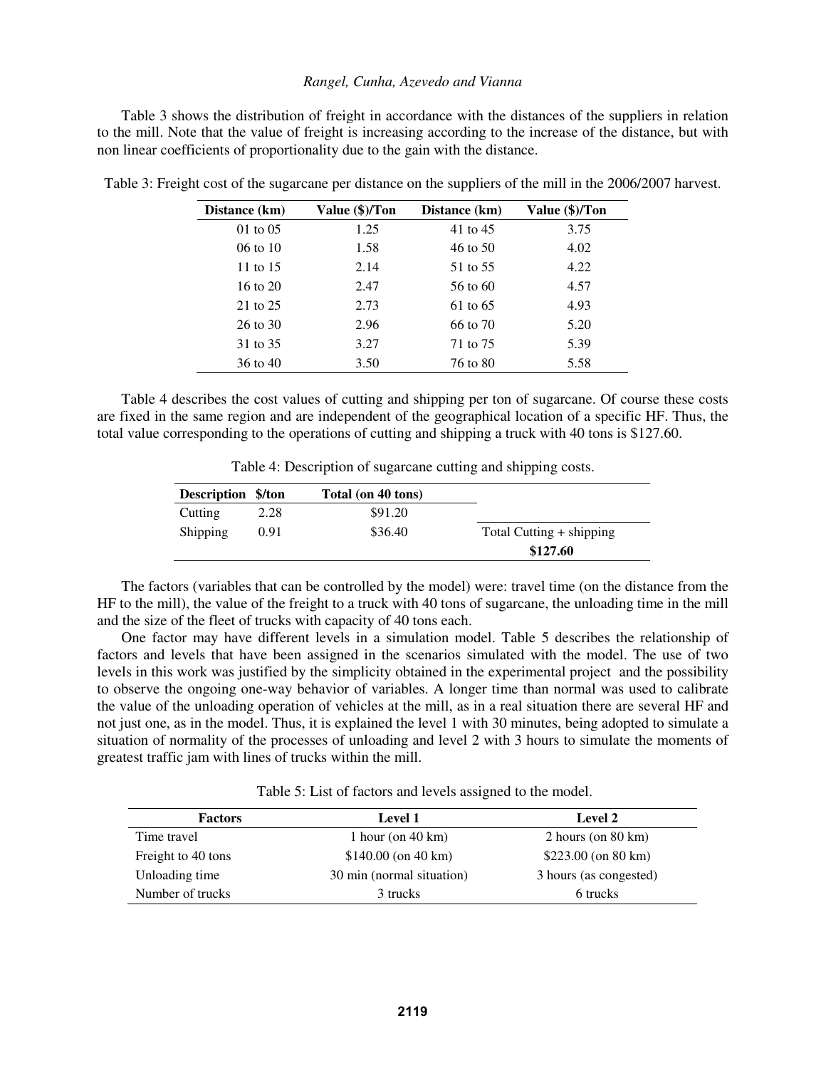Table 3 shows the distribution of freight in accordance with the distances of the suppliers in relation to the mill. Note that the value of freight is increasing according to the increase of the distance, but with non linear coefficients of proportionality due to the gain with the distance.

Table 3: Freight cost of the sugarcane per distance on the suppliers of the mill in the 2006/2007 harvest.

| Distance (km) | Value ($)/Ton | Distance (km) | Value ($)/Ton |
|---|---|---|---|
| 01 to 05 | 1.25 | 41 to 45 | 3.75 |
| 06 to 10 | 1.58 | 46 to 50 | 4.02 |
| 11 to 15 | 2.14 | 51 to 55 | 4.22 |
| 16 to 20 | 2.47 | 56 to 60 | 4.57 |
| 21 to 25 | 2.73 | 61 to 65 | 4.93 |
| 26 to 30 | 2.96 | 66 to 70 | 5.20 |
| 31 to 35 | 3.27 | 71 to 75 | 5.39 |
| 36 to 40 | 3.50 | 76 to 80 | 5.58 |

Table 4 describes the cost values of cutting and shipping per ton of sugarcane. Of course these costs are fixed in the same region and are independent of the geographical location of a specific HF. Thus, the total value corresponding to the operations of cutting and shipping a truck with 40 tons is $127.60.

Table 4: Description of sugarcane cutting and shipping costs.

| Description | $/ton | Total (on 40 tons) | |
|---|---|---|---|
| Cutting | 2.28 | $91.20 | |
| Shipping | 0.91 | $36.40 | Total Cutting + shipping |
| | | | **$127.60** |

The factors (variables that can be controlled by the model) were: travel time (on the distance from the HF to the mill), the value of the freight to a truck with 40 tons of sugarcane, the unloading time in the mill and the size of the fleet of trucks with capacity of 40 tons each.

One factor may have different levels in a simulation model. Table 5 describes the relationship of factors and levels that have been assigned in the scenarios simulated with the model. The use of two levels in this work was justified by the simplicity obtained in the experimental project and the possibility to observe the ongoing one-way behavior of variables. A longer time than normal was used to calibrate the value of the unloading operation of vehicles at the mill, as in a real situation there are several HF and not just one, as in the model. Thus, it is explained the level 1 with 30 minutes, being adopted to simulate a situation of normality of the processes of unloading and level 2 with 3 hours to simulate the moments of greatest traffic jam with lines of trucks within the mill.

Table 5: List of factors and levels assigned to the model.

| Factors | Level 1 | Level 2 |
|---|---|---|
| Time travel | 1 hour (on 40 km) | 2 hours (on 80 km) |
| Freight to 40 tons | $140.00 (on 40 km) | $223.00 (on 80 km) |
| Unloading time | 30 min (normal situation) | 3 hours (as congested) |
| Number of trucks | 3 trucks | 6 trucks |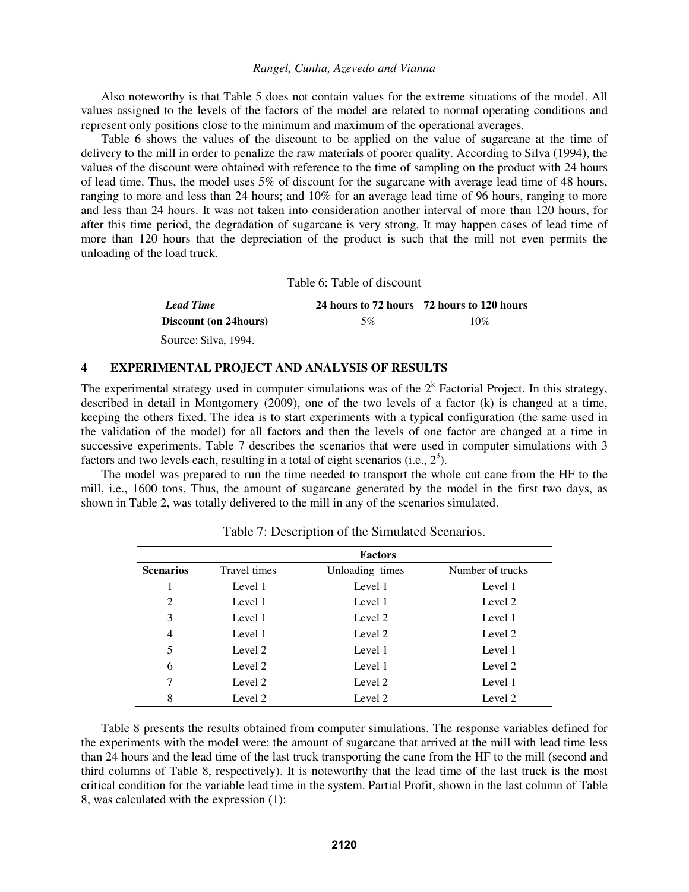Also noteworthy is that Table 5 does not contain values for the extreme situations of the model. All values assigned to the levels of the factors of the model are related to normal operating conditions and represent only positions close to the minimum and maximum of the operational averages.

Table 6 shows the values of the discount to be applied on the value of sugarcane at the time of delivery to the mill in order to penalize the raw materials of poorer quality. According to Silva (1994), the values of the discount were obtained with reference to the time of sampling on the product with 24 hours of lead time. Thus, the model uses 5% of discount for the sugarcane with average lead time of 48 hours, ranging to more and less than 24 hours; and 10% for an average lead time of 96 hours, ranging to more and less than 24 hours. It was not taken into consideration another interval of more than 120 hours, for after this time period, the degradation of sugarcane is very strong. It may happen cases of lead time of more than 120 hours that the depreciation of the product is such that the mill not even permits the unloading of the load truck.

Table 6: Table of discount

| *Lead Time* | 24 hours to 72 hours | 72 hours to 120 hours |
|---|---|---|
| **Discount (on 24hours)** | 5% | 10% |

Source: Silva, 1994.

## 4 EXPERIMENTAL PROJECT AND ANALYSIS OF RESULTS

The experimental strategy used in computer simulations was of the $2^k$ Factorial Project. In this strategy, described in detail in Montgomery (2009), one of the two levels of a factor (k) is changed at a time, keeping the others fixed. The idea is to start experiments with a typical configuration (the same used in the validation of the model) for all factors and then the levels of one factor are changed at a time in successive experiments. Table 7 describes the scenarios that were used in computer simulations with 3 factors and two levels each, resulting in a total of eight scenarios (i.e., $2^3$).

The model was prepared to run the time needed to transport the whole cut cane from the HF to the mill, i.e., 1600 tons. Thus, the amount of sugarcane generated by the model in the first two days, as shown in Table 2, was totally delivered to the mill in any of the scenarios simulated.

Table 7: Description of the Simulated Scenarios.

| | Factors | | |
|---|---|---|---|
| **Scenarios** | Travel times | Unloading times | Number of trucks |
| 1 | Level 1 | Level 1 | Level 1 |
| 2 | Level 1 | Level 1 | Level 2 |
| 3 | Level 1 | Level 2 | Level 1 |
| 4 | Level 1 | Level 2 | Level 2 |
| 5 | Level 2 | Level 1 | Level 1 |
| 6 | Level 2 | Level 1 | Level 2 |
| 7 | Level 2 | Level 2 | Level 1 |
| 8 | Level 2 | Level 2 | Level 2 |

Table 8 presents the results obtained from computer simulations. The response variables defined for the experiments with the model were: the amount of sugarcane that arrived at the mill with lead time less than 24 hours and the lead time of the last truck transporting the cane from the HF to the mill (second and third columns of Table 8, respectively). It is noteworthy that the lead time of the last truck is the most critical condition for the variable lead time in the system. Partial Profit, shown in the last column of Table 8, was calculated with the expression (1):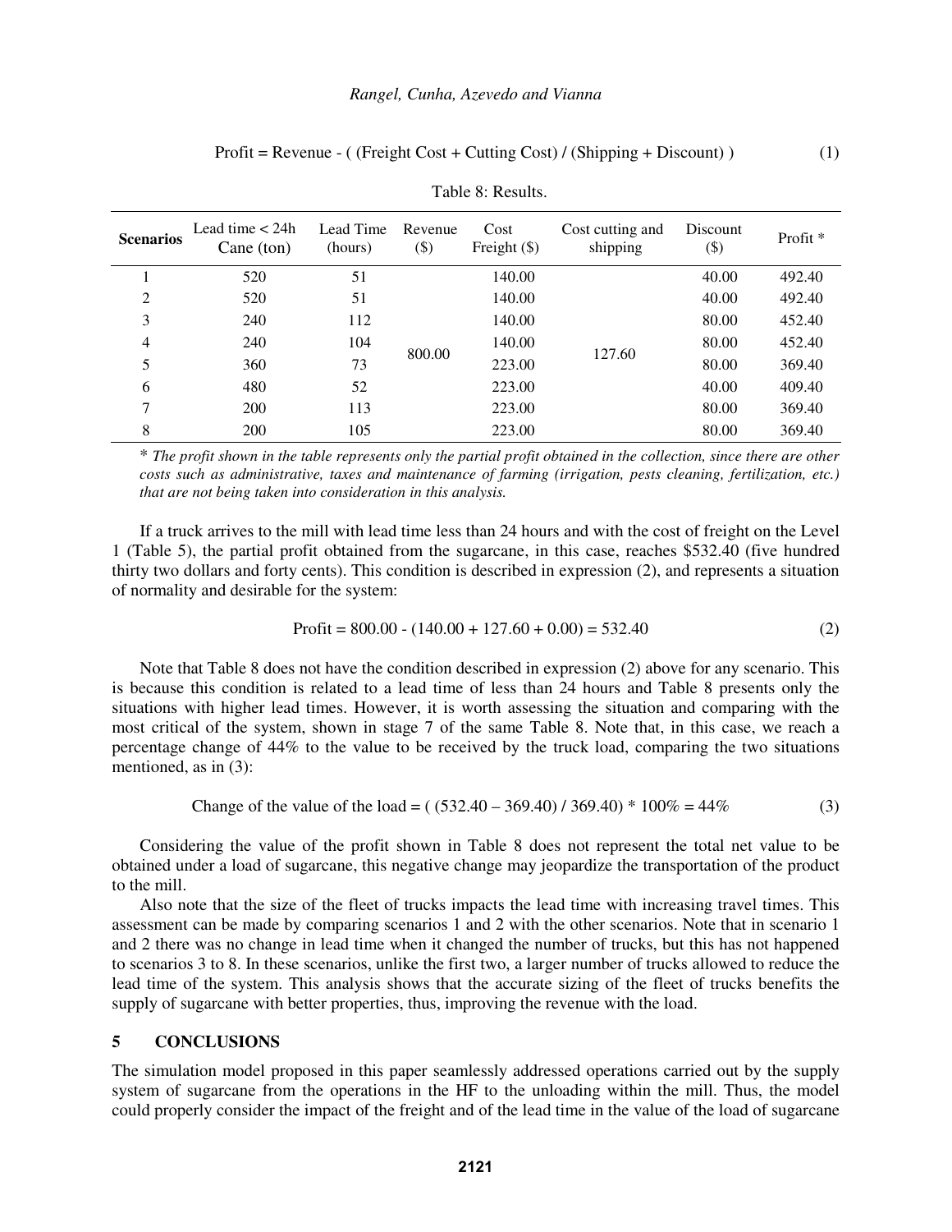$$\text{Profit} = \text{Revenue} - (\,(\text{Freight Cost} + \text{Cutting Cost}) \,/\, (\text{Shipping} + \text{Discount})\,) \tag{1}$$

Table 8: Results.

| Scenarios | Lead time < 24h Cane (ton) | Lead Time (hours) | Revenue ($) | Cost Freight ($) | Cost cutting and shipping | Discount ($) | Profit * |
|---|---|---|---|---|---|---|---|
| 1 | 520 | 51 | 800.00 | 140.00 | 127.60 | 40.00 | 492.40 |
| 2 | 520 | 51 | | 140.00 | | 40.00 | 492.40 |
| 3 | 240 | 112 | | 140.00 | | 80.00 | 452.40 |
| 4 | 240 | 104 | | 140.00 | | 80.00 | 452.40 |
| 5 | 360 | 73 | | 223.00 | | 80.00 | 369.40 |
| 6 | 480 | 52 | | 223.00 | | 40.00 | 409.40 |
| 7 | 200 | 113 | | 223.00 | | 80.00 | 369.40 |
| 8 | 200 | 105 | | 223.00 | | 80.00 | 369.40 |

\* *The profit shown in the table represents only the partial profit obtained in the collection, since there are other costs such as administrative, taxes and maintenance of farming (irrigation, pests cleaning, fertilization, etc.) that are not being taken into consideration in this analysis.*

If a truck arrives to the mill with lead time less than 24 hours and with the cost of freight on the Level 1 (Table 5), the partial profit obtained from the sugarcane, in this case, reaches $532.40 (five hundred thirty two dollars and forty cents). This condition is described in expression (2), and represents a situation of normality and desirable for the system:

$$\text{Profit} = 800.00 - (140.00 + 127.60 + 0.00) = 532.40 \tag{2}$$

Note that Table 8 does not have the condition described in expression (2) above for any scenario. This is because this condition is related to a lead time of less than 24 hours and Table 8 presents only the situations with higher lead times. However, it is worth assessing the situation and comparing with the most critical of the system, shown in stage 7 of the same Table 8. Note that, in this case, we reach a percentage change of 44% to the value to be received by the truck load, comparing the two situations mentioned, as in (3):

$$\text{Change of the value of the load} = (\,(532.40 - 369.40) \,/\, 369.40) * 100\% = 44\% \tag{3}$$

Considering the value of the profit shown in Table 8 does not represent the total net value to be obtained under a load of sugarcane, this negative change may jeopardize the transportation of the product to the mill.

Also note that the size of the fleet of trucks impacts the lead time with increasing travel times. This assessment can be made by comparing scenarios 1 and 2 with the other scenarios. Note that in scenario 1 and 2 there was no change in lead time when it changed the number of trucks, but this has not happened to scenarios 3 to 8. In these scenarios, unlike the first two, a larger number of trucks allowed to reduce the lead time of the system. This analysis shows that the accurate sizing of the fleet of trucks benefits the supply of sugarcane with better properties, thus, improving the revenue with the load.

## 5 CONCLUSIONS

The simulation model proposed in this paper seamlessly addressed operations carried out by the supply system of sugarcane from the operations in the HF to the unloading within the mill. Thus, the model could properly consider the impact of the freight and of the lead time in the value of the load of sugarcane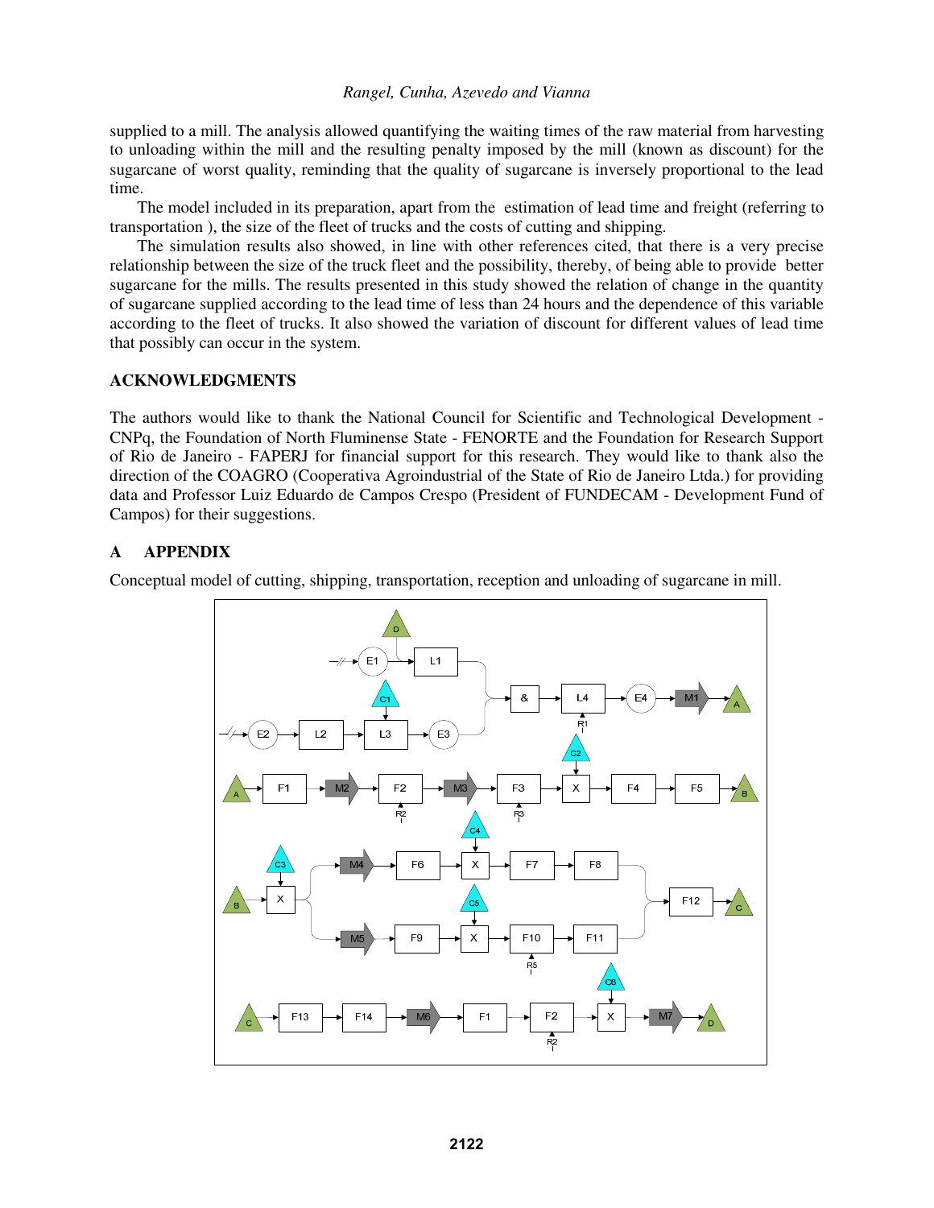supplied to a mill. The analysis allowed quantifying the waiting times of the raw material from harvesting to unloading within the mill and the resulting penalty imposed by the mill (known as discount) for the sugarcane of worst quality, reminding that the quality of sugarcane is inversely proportional to the lead time.

The model included in its preparation, apart from the estimation of lead time and freight (referring to transportation ), the size of the fleet of trucks and the costs of cutting and shipping.

The simulation results also showed, in line with other references cited, that there is a very precise relationship between the size of the truck fleet and the possibility, thereby, of being able to provide better sugarcane for the mills. The results presented in this study showed the relation of change in the quantity of sugarcane supplied according to the lead time of less than 24 hours and the dependence of this variable according to the fleet of trucks. It also showed the variation of discount for different values of lead time that possibly can occur in the system.

## ACKNOWLEDGMENTS

The authors would like to thank the National Council for Scientific and Technological Development - CNPq, the Foundation of North Fluminense State - FENORTE and the Foundation for Research Support of Rio de Janeiro - FAPERJ for financial support for this research. They would like to thank also the direction of the COAGRO (Cooperativa Agroindustrial of the State of Rio de Janeiro Ltda.) for providing data and Professor Luiz Eduardo de Campos Crespo (President of FUNDECAM - Development Fund of Campos) for their suggestions.

## A APPENDIX

Conceptual model of cutting, shipping, transportation, reception and unloading of sugarcane in mill.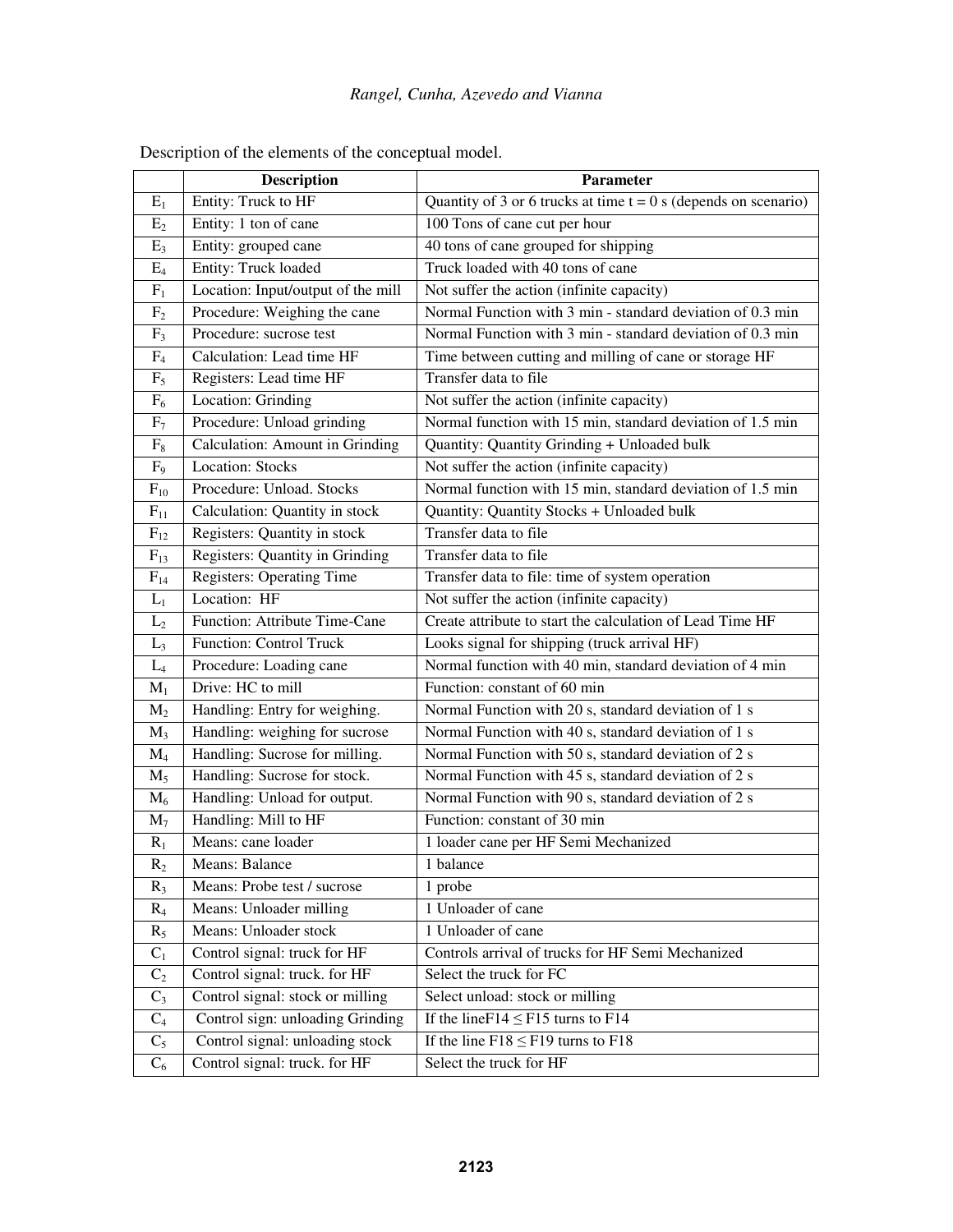Description of the elements of the conceptual model.

| | Description | Parameter |
|---|---|---|
| $E_1$ | Entity: Truck to HF | Quantity of 3 or 6 trucks at time t = 0 s (depends on scenario) |
| $E_2$ | Entity: 1 ton of cane | 100 Tons of cane cut per hour |
| $E_3$ | Entity: grouped cane | 40 tons of cane grouped for shipping |
| $E_4$ | Entity: Truck loaded | Truck loaded with 40 tons of cane |
| $F_1$ | Location: Input/output of the mill | Not suffer the action (infinite capacity) |
| $F_2$ | Procedure: Weighing the cane | Normal Function with 3 min - standard deviation of 0.3 min |
| $F_3$ | Procedure: sucrose test | Normal Function with 3 min - standard deviation of 0.3 min |
| $F_4$ | Calculation: Lead time HF | Time between cutting and milling of cane or storage HF |
| $F_5$ | Registers: Lead time HF | Transfer data to file |
| $F_6$ | Location: Grinding | Not suffer the action (infinite capacity) |
| $F_7$ | Procedure: Unload grinding | Normal function with 15 min, standard deviation of 1.5 min |
| $F_8$ | Calculation: Amount in Grinding | Quantity: Quantity Grinding + Unloaded bulk |
| $F_9$ | Location: Stocks | Not suffer the action (infinite capacity) |
| $F_{10}$ | Procedure: Unload. Stocks | Normal function with 15 min, standard deviation of 1.5 min |
| $F_{11}$ | Calculation: Quantity in stock | Quantity: Quantity Stocks + Unloaded bulk |
| $F_{12}$ | Registers: Quantity in stock | Transfer data to file |
| $F_{13}$ | Registers: Quantity in Grinding | Transfer data to file |
| $F_{14}$ | Registers: Operating Time | Transfer data to file: time of system operation |
| $L_1$ | Location: HF | Not suffer the action (infinite capacity) |
| $L_2$ | Function: Attribute Time-Cane | Create attribute to start the calculation of Lead Time HF |
| $L_3$ | Function: Control Truck | Looks signal for shipping (truck arrival HF) |
| $L_4$ | Procedure: Loading cane | Normal function with 40 min, standard deviation of 4 min |
| $M_1$ | Drive: HC to mill | Function: constant of 60 min |
| $M_2$ | Handling: Entry for weighing. | Normal Function with 20 s, standard deviation of 1 s |
| $M_3$ | Handling: weighing for sucrose | Normal Function with 40 s, standard deviation of 1 s |
| $M_4$ | Handling: Sucrose for milling. | Normal Function with 50 s, standard deviation of 2 s |
| $M_5$ | Handling: Sucrose for stock. | Normal Function with 45 s, standard deviation of 2 s |
| $M_6$ | Handling: Unload for output. | Normal Function with 90 s, standard deviation of 2 s |
| $M_7$ | Handling: Mill to HF | Function: constant of 30 min |
| $R_1$ | Means: cane loader | 1 loader cane per HF Semi Mechanized |
| $R_2$ | Means: Balance | 1 balance |
| $R_3$ | Means: Probe test / sucrose | 1 probe |
| $R_4$ | Means: Unloader milling | 1 Unloader of cane |
| $R_5$ | Means: Unloader stock | 1 Unloader of cane |
| $C_1$ | Control signal: truck for HF | Controls arrival of trucks for HF Semi Mechanized |
| $C_2$ | Control signal: truck. for HF | Select the truck for FC |
| $C_3$ | Control signal: stock or milling | Select unload: stock or milling |
| $C_4$ | Control sign: unloading Grinding | If the lineF14 $\leq$ F15 turns to F14 |
| $C_5$ | Control signal: unloading stock | If the line F18 $\leq$ F19 turns to F18 |
| $C_6$ | Control signal: truck. for HF | Select the truck for HF |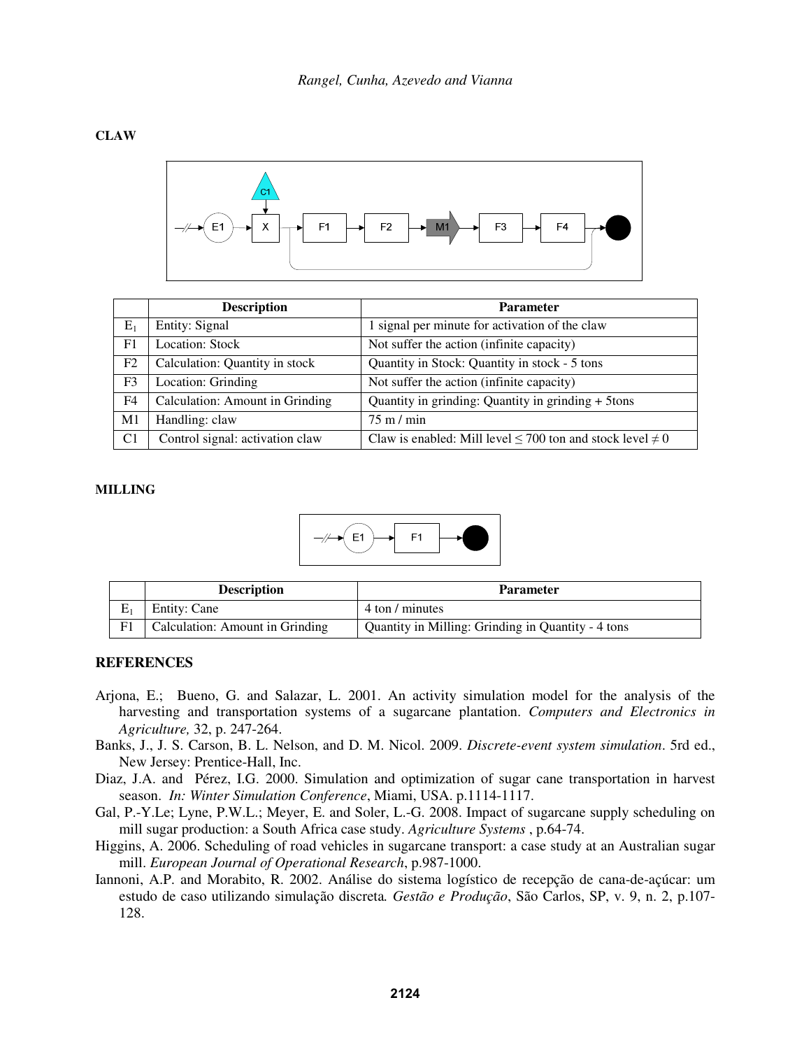**CLAW**

| | Description | Parameter |
|---|---|---|
| $E_1$ | Entity: Signal | 1 signal per minute for activation of the claw |
| F1 | Location: Stock | Not suffer the action (infinite capacity) |
| F2 | Calculation: Quantity in stock | Quantity in Stock: Quantity in stock - 5 tons |
| F3 | Location: Grinding | Not suffer the action (infinite capacity) |
| F4 | Calculation: Amount in Grinding | Quantity in grinding: Quantity in grinding + 5tons |
| M1 | Handling: claw | 75 m / min |
| C1 | Control signal: activation claw | Claw is enabled: Mill level $\leq$ 700 ton and stock level $\neq$ 0 |

**MILLING**

| | Description | Parameter |
|---|---|---|
| $E_1$ | Entity: Cane | 4 ton / minutes |
| F1 | Calculation: Amount in Grinding | Quantity in Milling: Grinding in Quantity - 4 tons |

## REFERENCES

Arjona, E.; Bueno, G. and Salazar, L. 2001. An activity simulation model for the analysis of the harvesting and transportation systems of a sugarcane plantation. *Computers and Electronics in Agriculture,* 32, p. 247-264.

Banks, J., J. S. Carson, B. L. Nelson, and D. M. Nicol. 2009. *Discrete-event system simulation*. 5rd ed., New Jersey: Prentice-Hall, Inc.

Diaz, J.A. and Pérez, I.G. 2000. Simulation and optimization of sugar cane transportation in harvest season. *In: Winter Simulation Conference*, Miami, USA. p.1114-1117.

Gal, P.-Y.Le; Lyne, P.W.L.; Meyer, E. and Soler, L.-G. 2008. Impact of sugarcane supply scheduling on mill sugar production: a South Africa case study. *Agriculture Systems* , p.64-74.

Higgins, A. 2006. Scheduling of road vehicles in sugarcane transport: a case study at an Australian sugar mill. *European Journal of Operational Research*, p.987-1000.

Iannoni, A.P. and Morabito, R. 2002. Análise do sistema logístico de recepção de cana-de-açúcar: um estudo de caso utilizando simulação discreta*. Gestão e Produção*, São Carlos, SP, v. 9, n. 2, p.107-128.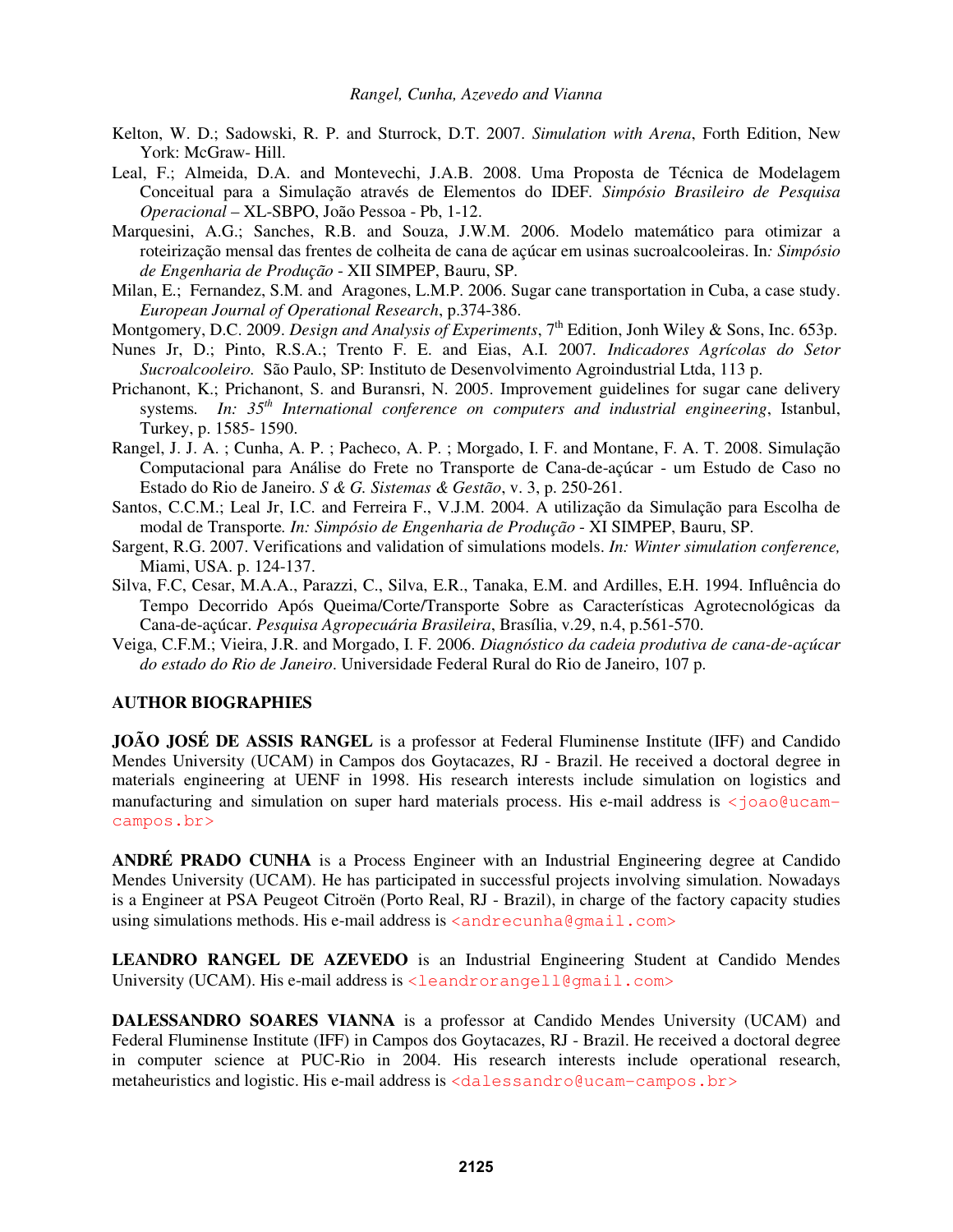Kelton, W. D.; Sadowski, R. P. and Sturrock, D.T. 2007. *Simulation with Arena*, Forth Edition, New York: McGraw- Hill.

Leal, F.; Almeida, D.A. and Montevechi, J.A.B. 2008. Uma Proposta de Técnica de Modelagem Conceitual para a Simulação através de Elementos do IDEF. *Simpósio Brasileiro de Pesquisa Operacional* – XL-SBPO, João Pessoa - Pb, 1-12.

Marquesini, A.G.; Sanches, R.B. and Souza, J.W.M. 2006. Modelo matemático para otimizar a roteirização mensal das frentes de colheita de cana de açúcar em usinas sucroalcooleiras. In*: Simpósio de Engenharia de Produção* - XII SIMPEP, Bauru, SP.

Milan, E.; Fernandez, S.M. and Aragones, L.M.P. 2006. Sugar cane transportation in Cuba, a case study. *European Journal of Operational Research*, p.374-386.

Montgomery, D.C. 2009. *Design and Analysis of Experiments*, 7th Edition, Jonh Wiley & Sons, Inc. 653p.

Nunes Jr, D.; Pinto, R.S.A.; Trento F. E. and Eias, A.I. 2007. *Indicadores Agrícolas do Setor Sucroalcooleiro.* São Paulo, SP: Instituto de Desenvolvimento Agroindustrial Ltda, 113 p.

Prichanont, K.; Prichanont, S. and Buransri, N. 2005. Improvement guidelines for sugar cane delivery systems*. In: 35th International conference on computers and industrial engineering*, Istanbul, Turkey, p. 1585- 1590.

Rangel, J. J. A. ; Cunha, A. P. ; Pacheco, A. P. ; Morgado, I. F. and Montane, F. A. T. 2008. Simulação Computacional para Análise do Frete no Transporte de Cana-de-açúcar - um Estudo de Caso no Estado do Rio de Janeiro. *S & G. Sistemas & Gestão*, v. 3, p. 250-261.

Santos, C.C.M.; Leal Jr, I.C. and Ferreira F., V.J.M. 2004. A utilização da Simulação para Escolha de modal de Transporte*. In: Simpósio de Engenharia de Produção* - XI SIMPEP, Bauru, SP.

Sargent, R.G. 2007. Verifications and validation of simulations models. *In: Winter simulation conference,* Miami, USA. p. 124-137.

Silva, F.C, Cesar, M.A.A., Parazzi, C., Silva, E.R., Tanaka, E.M. and Ardilles, E.H. 1994. Influência do Tempo Decorrido Após Queima/Corte/Transporte Sobre as Características Agrotecnológicas da Cana-de-açúcar. *Pesquisa Agropecuária Brasileira*, Brasília, v.29, n.4, p.561-570.

Veiga, C.F.M.; Vieira, J.R. and Morgado, I. F. 2006. *Diagnóstico da cadeia produtiva de cana-de-açúcar do estado do Rio de Janeiro*. Universidade Federal Rural do Rio de Janeiro, 107 p.

## AUTHOR BIOGRAPHIES

**JOÃO JOSÉ DE ASSIS RANGEL** is a professor at Federal Fluminense Institute (IFF) and Candido Mendes University (UCAM) in Campos dos Goytacazes, RJ - Brazil. He received a doctoral degree in materials engineering at UENF in 1998. His research interests include simulation on logistics and manufacturing and simulation on super hard materials process. His e-mail address is <joao@ucam-campos.br>

**ANDRÉ PRADO CUNHA** is a Process Engineer with an Industrial Engineering degree at Candido Mendes University (UCAM). He has participated in successful projects involving simulation. Nowadays is a Engineer at PSA Peugeot Citroën (Porto Real, RJ - Brazil), in charge of the factory capacity studies using simulations methods. His e-mail address is <andrecunha@gmail.com>

**LEANDRO RANGEL DE AZEVEDO** is an Industrial Engineering Student at Candido Mendes University (UCAM). His e-mail address is <leandrorangell@gmail.com>

**DALESSANDRO SOARES VIANNA** is a professor at Candido Mendes University (UCAM) and Federal Fluminense Institute (IFF) in Campos dos Goytacazes, RJ - Brazil. He received a doctoral degree in computer science at PUC-Rio in 2004. His research interests include operational research, metaheuristics and logistic. His e-mail address is <dalessandro@ucam-campos.br>